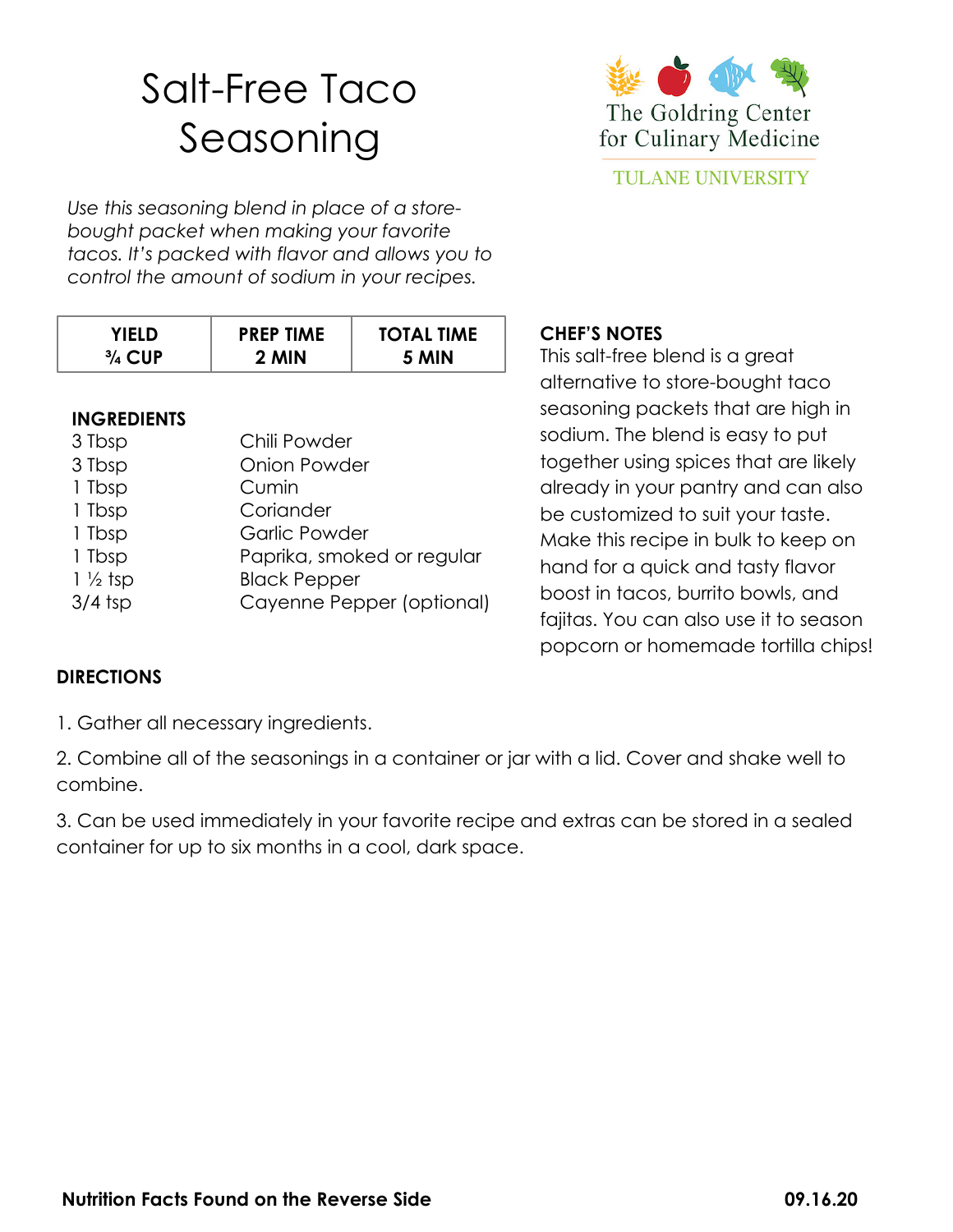# Salt-Free Taco Seasoning

The Goldring Center for Culinary Medicine
TULANE UNIVERSITY

*Use this seasoning blend in place of a store-bought packet when making your favorite tacos. It's packed with flavor and allows you to control the amount of sodium in your recipes.*

| YIELD | PREP TIME | TOTAL TIME |
| --- | --- | --- |
| ¾ CUP | 2 MIN | 5 MIN |

**INGREDIENTS**

| | |
| --- | --- |
| 3 Tbsp | Chili Powder |
| 3 Tbsp | Onion Powder |
| 1 Tbsp | Cumin |
| 1 Tbsp | Coriander |
| 1 Tbsp | Garlic Powder |
| 1 Tbsp | Paprika, smoked or regular |
| 1 ½ tsp | Black Pepper |
| 3/4 tsp | Cayenne Pepper (optional) |

**CHEF'S NOTES**

This salt-free blend is a great alternative to store-bought taco seasoning packets that are high in sodium. The blend is easy to put together using spices that are likely already in your pantry and can also be customized to suit your taste. Make this recipe in bulk to keep on hand for a quick and tasty flavor boost in tacos, burrito bowls, and fajitas. You can also use it to season popcorn or homemade tortilla chips!

**DIRECTIONS**

1. Gather all necessary ingredients.
2. Combine all of the seasonings in a container or jar with a lid. Cover and shake well to combine.
3. Can be used immediately in your favorite recipe and extras can be stored in a sealed container for up to six months in a cool, dark space.

**Nutrition Facts Found on the Reverse Side** **09.16.20**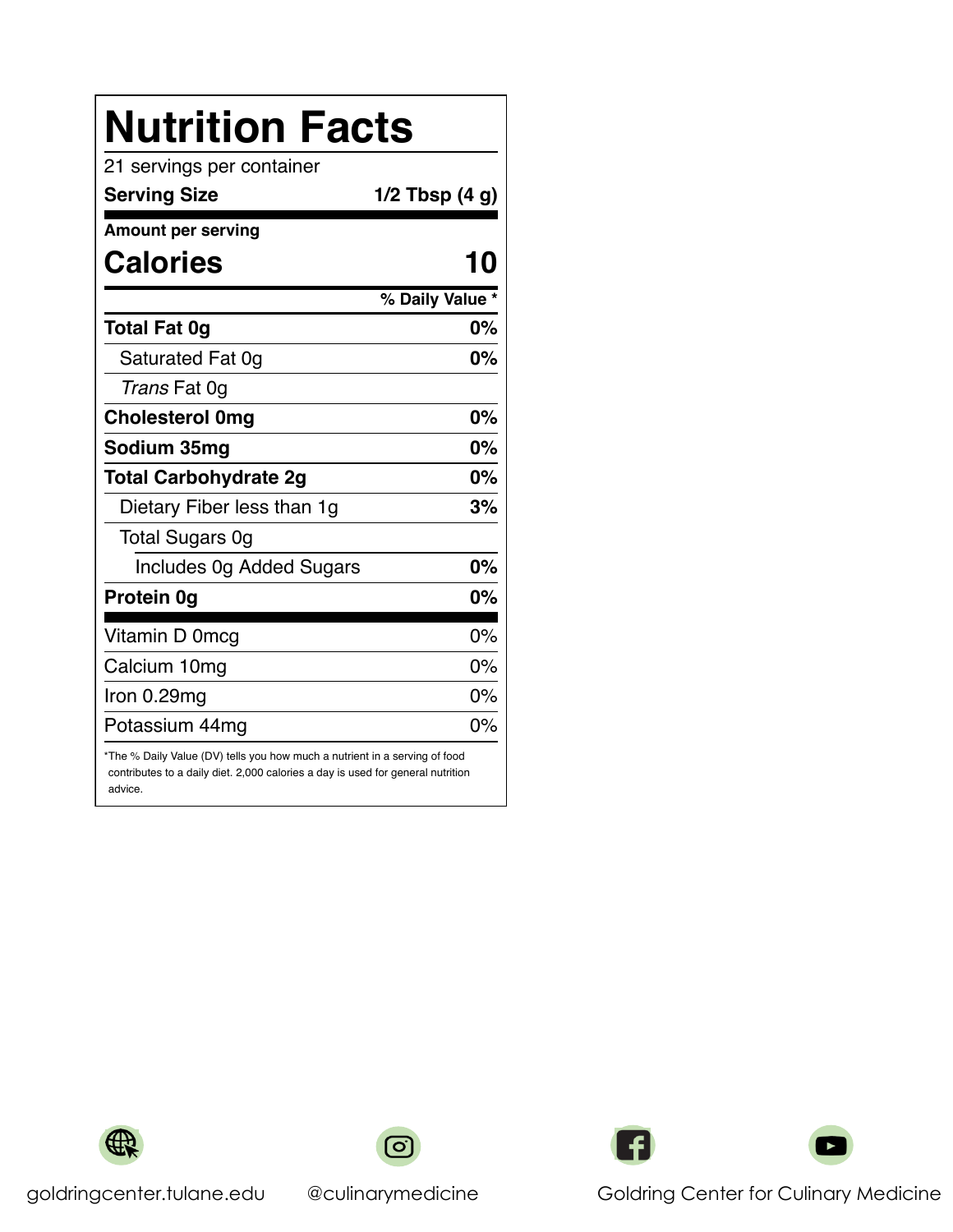# Nutrition Facts

21 servings per container

**Serving Size** **1/2 Tbsp (4 g)**

**Amount per serving**

## Calories 10

| | % Daily Value * |
|---|---|
| **Total Fat 0g** | **0%** |
| Saturated Fat 0g | **0%** |
| *Trans* Fat 0g | |
| **Cholesterol 0mg** | **0%** |
| **Sodium 35mg** | **0%** |
| **Total Carbohydrate 2g** | **0%** |
| Dietary Fiber less than 1g | **3%** |
| Total Sugars 0g | |
| Includes 0g Added Sugars | **0%** |
| **Protein 0g** | **0%** |
| Vitamin D 0mcg | 0% |
| Calcium 10mg | 0% |
| Iron 0.29mg | 0% |
| Potassium 44mg | 0% |

*The % Daily Value (DV) tells you how much a nutrient in a serving of food contributes to a daily diet. 2,000 calories a day is used for general nutrition advice.

goldringcenter.tulane.edu @culinarymedicine Goldring Center for Culinary Medicine